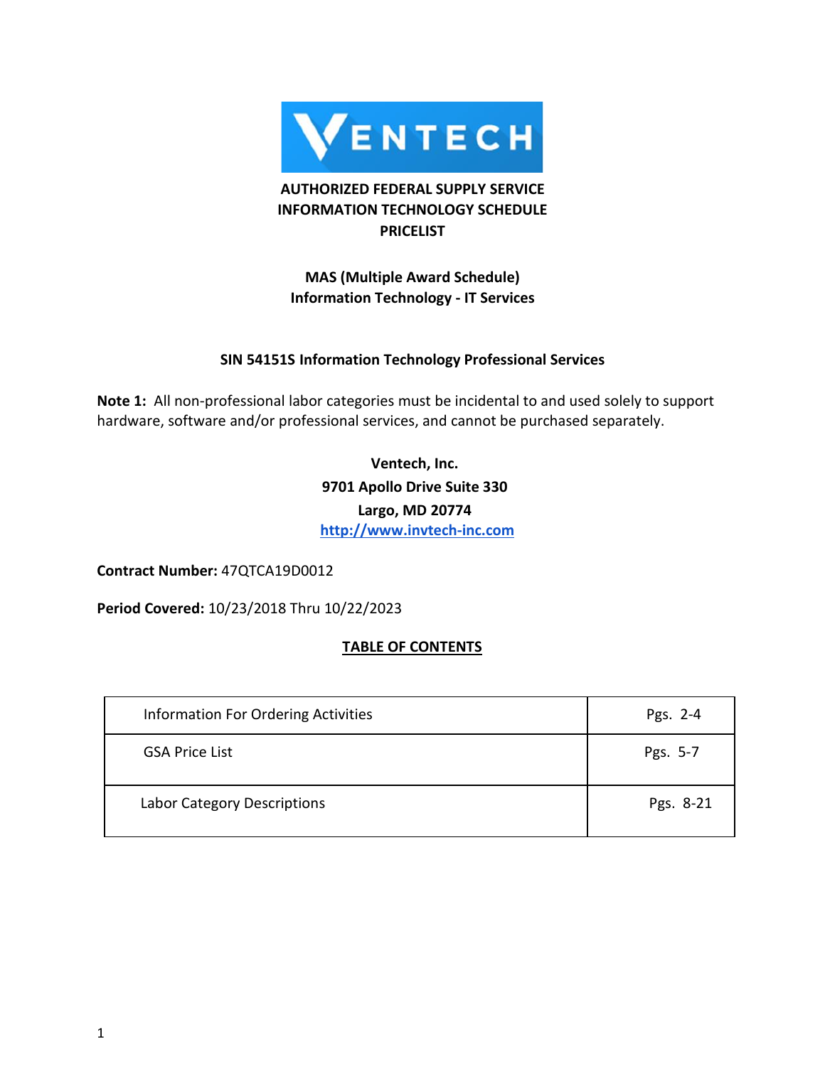VENTECH

**AUTHORIZED FEDERAL SUPPLY SERVICE**
**INFORMATION TECHNOLOGY SCHEDULE**
**PRICELIST**

**MAS (Multiple Award Schedule)**
**Information Technology - IT Services**

**SIN 54151S Information Technology Professional Services**

**Note 1:** All non-professional labor categories must be incidental to and used solely to support hardware, software and/or professional services, and cannot be purchased separately.

**Ventech, Inc.**
**9701 Apollo Drive Suite 330**
**Largo, MD 20774**
**http://www.invtech-inc.com**

**Contract Number:** 47QTCA19D0012

**Period Covered:** 10/23/2018 Thru 10/22/2023

**TABLE OF CONTENTS**

| | |
|---|---|
| Information For Ordering Activities | Pgs. 2-4 |
| GSA Price List | Pgs. 5-7 |
| Labor Category Descriptions | Pgs. 8-21 |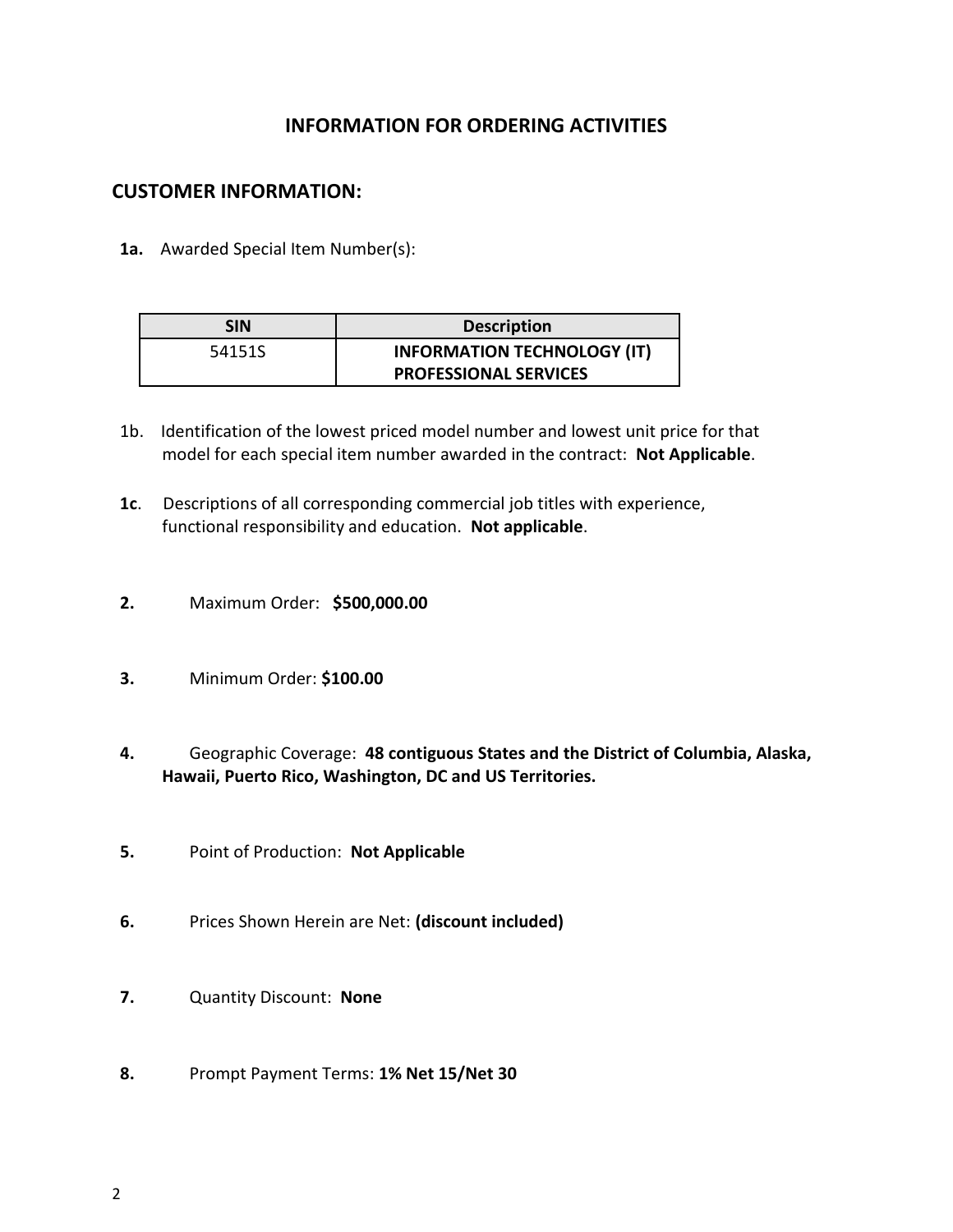## INFORMATION FOR ORDERING ACTIVITIES

### CUSTOMER INFORMATION:

**1a.** Awarded Special Item Number(s):

| SIN | Description |
|---|---|
| 54151S | **INFORMATION TECHNOLOGY (IT) PROFESSIONAL SERVICES** |

1b. Identification of the lowest priced model number and lowest unit price for that model for each special item number awarded in the contract: **Not Applicable**.

**1c**. Descriptions of all corresponding commercial job titles with experience, functional responsibility and education. **Not applicable**.

**2.** Maximum Order: **$500,000.00**

**3.** Minimum Order: **$100.00**

**4.** Geographic Coverage: **48 contiguous States and the District of Columbia, Alaska, Hawaii, Puerto Rico, Washington, DC and US Territories.**

**5.** Point of Production: **Not Applicable**

**6.** Prices Shown Herein are Net: **(discount included)**

**7.** Quantity Discount: **None**

**8.** Prompt Payment Terms: **1% Net 15/Net 30**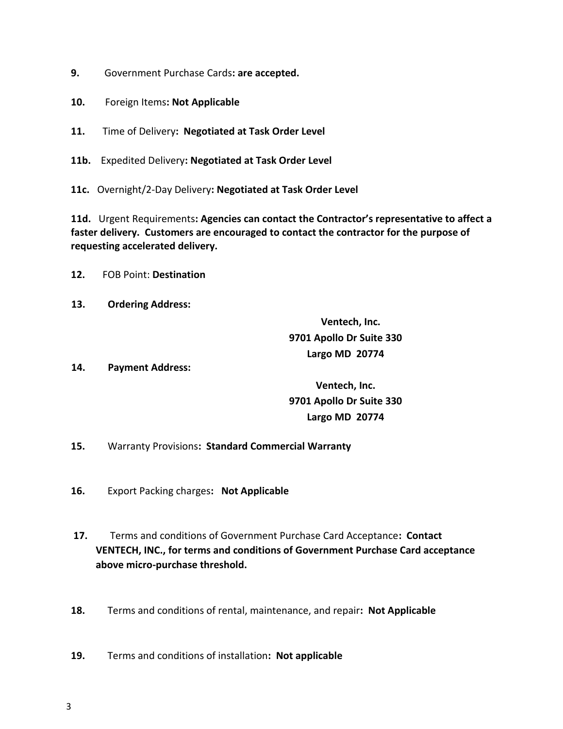**9.** Government Purchase Cards**: are accepted.**

**10.** Foreign Items**: Not Applicable**

**11.** Time of Delivery**: Negotiated at Task Order Level**

**11b.** Expedited Delivery**: Negotiated at Task Order Level**

**11c.** Overnight/2-Day Delivery**: Negotiated at Task Order Level**

**11d.** Urgent Requirements**: Agencies can contact the Contractor's representative to affect a faster delivery. Customers are encouraged to contact the contractor for the purpose of requesting accelerated delivery.**

**12.** FOB Point: **Destination**

**13. Ordering Address:**

**Ventech, Inc.**
**9701 Apollo Dr Suite 330**
**Largo MD 20774**

**14. Payment Address:**

**Ventech, Inc.**
**9701 Apollo Dr Suite 330**
**Largo MD 20774**

**15.** Warranty Provisions**: Standard Commercial Warranty**

**16.** Export Packing charges**: Not Applicable**

**17.** Terms and conditions of Government Purchase Card Acceptance**: Contact VENTECH, INC., for terms and conditions of Government Purchase Card acceptance above micro-purchase threshold.**

**18.** Terms and conditions of rental, maintenance, and repair**: Not Applicable**

**19.** Terms and conditions of installation**: Not applicable**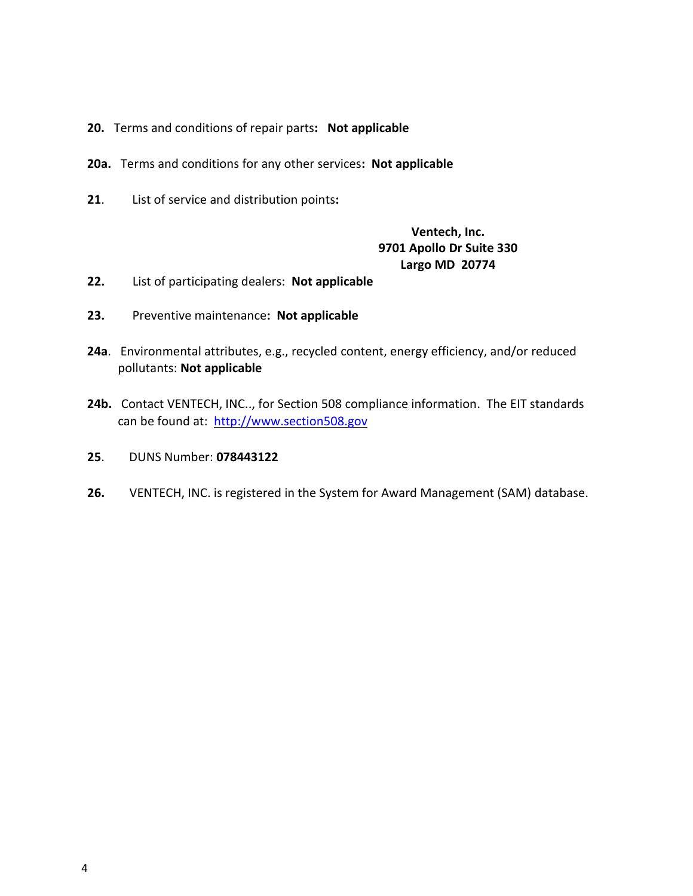**20.** Terms and conditions of repair parts**: Not applicable**

**20a.** Terms and conditions for any other services**: Not applicable**

**21**. List of service and distribution points**:**

**Ventech, Inc.**
**9701 Apollo Dr Suite 330**
**Largo MD 20774**

**22.** List of participating dealers: **Not applicable**

**23.** Preventive maintenance**: Not applicable**

**24a**. Environmental attributes, e.g., recycled content, energy efficiency, and/or reduced pollutants: **Not applicable**

**24b.** Contact VENTECH, INC.., for Section 508 compliance information. The EIT standards can be found at: http://www.section508.gov

**25**. DUNS Number: **078443122**

**26.** VENTECH, INC. is registered in the System for Award Management (SAM) database.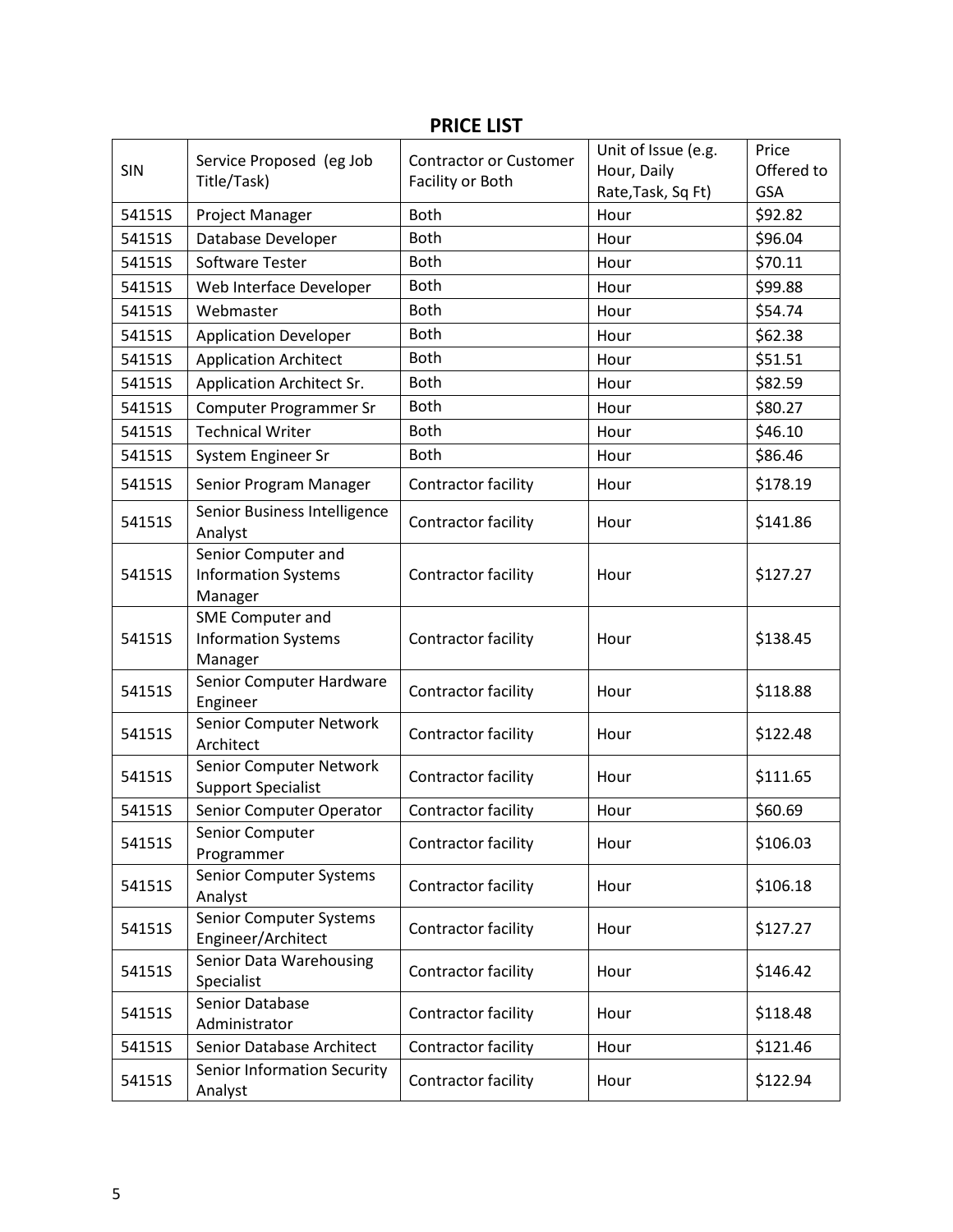## PRICE LIST

| SIN | Service Proposed (eg Job Title/Task) | Contractor or Customer Facility or Both | Unit of Issue (e.g. Hour, Daily Rate,Task, Sq Ft) | Price Offered to GSA |
|---|---|---|---|---|
| 54151S | Project Manager | Both | Hour | $92.82 |
| 54151S | Database Developer | Both | Hour | $96.04 |
| 54151S | Software Tester | Both | Hour | $70.11 |
| 54151S | Web Interface Developer | Both | Hour | $99.88 |
| 54151S | Webmaster | Both | Hour | $54.74 |
| 54151S | Application Developer | Both | Hour | $62.38 |
| 54151S | Application Architect | Both | Hour | $51.51 |
| 54151S | Application Architect Sr. | Both | Hour | $82.59 |
| 54151S | Computer Programmer Sr | Both | Hour | $80.27 |
| 54151S | Technical Writer | Both | Hour | $46.10 |
| 54151S | System Engineer Sr | Both | Hour | $86.46 |
| 54151S | Senior Program Manager | Contractor facility | Hour | $178.19 |
| 54151S | Senior Business Intelligence Analyst | Contractor facility | Hour | $141.86 |
| 54151S | Senior Computer and Information Systems Manager | Contractor facility | Hour | $127.27 |
| 54151S | SME Computer and Information Systems Manager | Contractor facility | Hour | $138.45 |
| 54151S | Senior Computer Hardware Engineer | Contractor facility | Hour | $118.88 |
| 54151S | Senior Computer Network Architect | Contractor facility | Hour | $122.48 |
| 54151S | Senior Computer Network Support Specialist | Contractor facility | Hour | $111.65 |
| 54151S | Senior Computer Operator | Contractor facility | Hour | $60.69 |
| 54151S | Senior Computer Programmer | Contractor facility | Hour | $106.03 |
| 54151S | Senior Computer Systems Analyst | Contractor facility | Hour | $106.18 |
| 54151S | Senior Computer Systems Engineer/Architect | Contractor facility | Hour | $127.27 |
| 54151S | Senior Data Warehousing Specialist | Contractor facility | Hour | $146.42 |
| 54151S | Senior Database Administrator | Contractor facility | Hour | $118.48 |
| 54151S | Senior Database Architect | Contractor facility | Hour | $121.46 |
| 54151S | Senior Information Security Analyst | Contractor facility | Hour | $122.94 |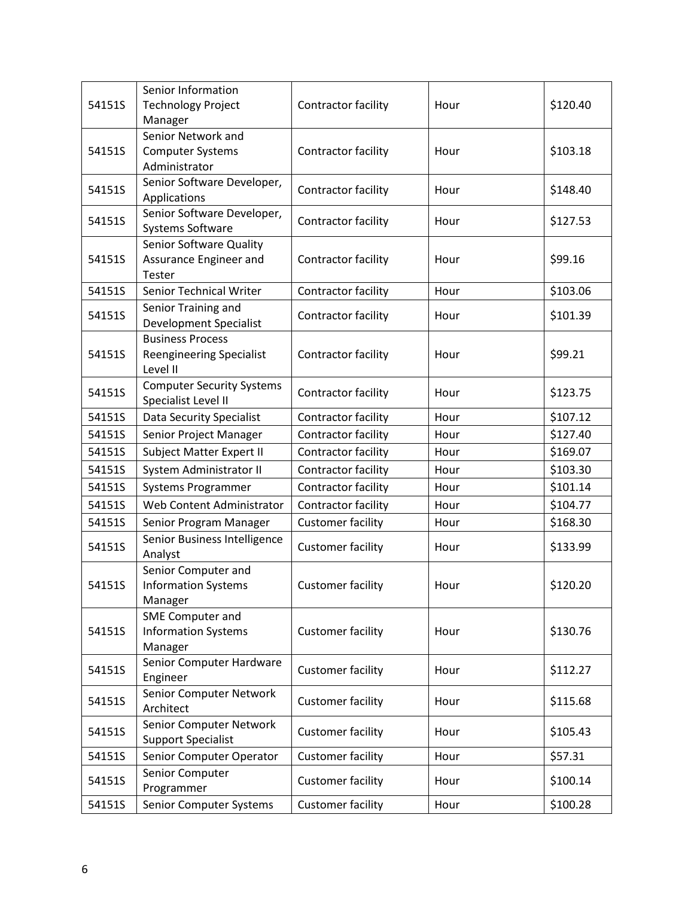| 54151S | Senior Information Technology Project Manager | Contractor facility | Hour | $120.40 |
|---|---|---|---|---|
| 54151S | Senior Network and Computer Systems Administrator | Contractor facility | Hour | $103.18 |
| 54151S | Senior Software Developer, Applications | Contractor facility | Hour | $148.40 |
| 54151S | Senior Software Developer, Systems Software | Contractor facility | Hour | $127.53 |
| 54151S | Senior Software Quality Assurance Engineer and Tester | Contractor facility | Hour | $99.16 |
| 54151S | Senior Technical Writer | Contractor facility | Hour | $103.06 |
| 54151S | Senior Training and Development Specialist | Contractor facility | Hour | $101.39 |
| 54151S | Business Process Reengineering Specialist Level II | Contractor facility | Hour | $99.21 |
| 54151S | Computer Security Systems Specialist Level II | Contractor facility | Hour | $123.75 |
| 54151S | Data Security Specialist | Contractor facility | Hour | $107.12 |
| 54151S | Senior Project Manager | Contractor facility | Hour | $127.40 |
| 54151S | Subject Matter Expert II | Contractor facility | Hour | $169.07 |
| 54151S | System Administrator II | Contractor facility | Hour | $103.30 |
| 54151S | Systems Programmer | Contractor facility | Hour | $101.14 |
| 54151S | Web Content Administrator | Contractor facility | Hour | $104.77 |
| 54151S | Senior Program Manager | Customer facility | Hour | $168.30 |
| 54151S | Senior Business Intelligence Analyst | Customer facility | Hour | $133.99 |
| 54151S | Senior Computer and Information Systems Manager | Customer facility | Hour | $120.20 |
| 54151S | SME Computer and Information Systems Manager | Customer facility | Hour | $130.76 |
| 54151S | Senior Computer Hardware Engineer | Customer facility | Hour | $112.27 |
| 54151S | Senior Computer Network Architect | Customer facility | Hour | $115.68 |
| 54151S | Senior Computer Network Support Specialist | Customer facility | Hour | $105.43 |
| 54151S | Senior Computer Operator | Customer facility | Hour | $57.31 |
| 54151S | Senior Computer Programmer | Customer facility | Hour | $100.14 |
| 54151S | Senior Computer Systems | Customer facility | Hour | $100.28 |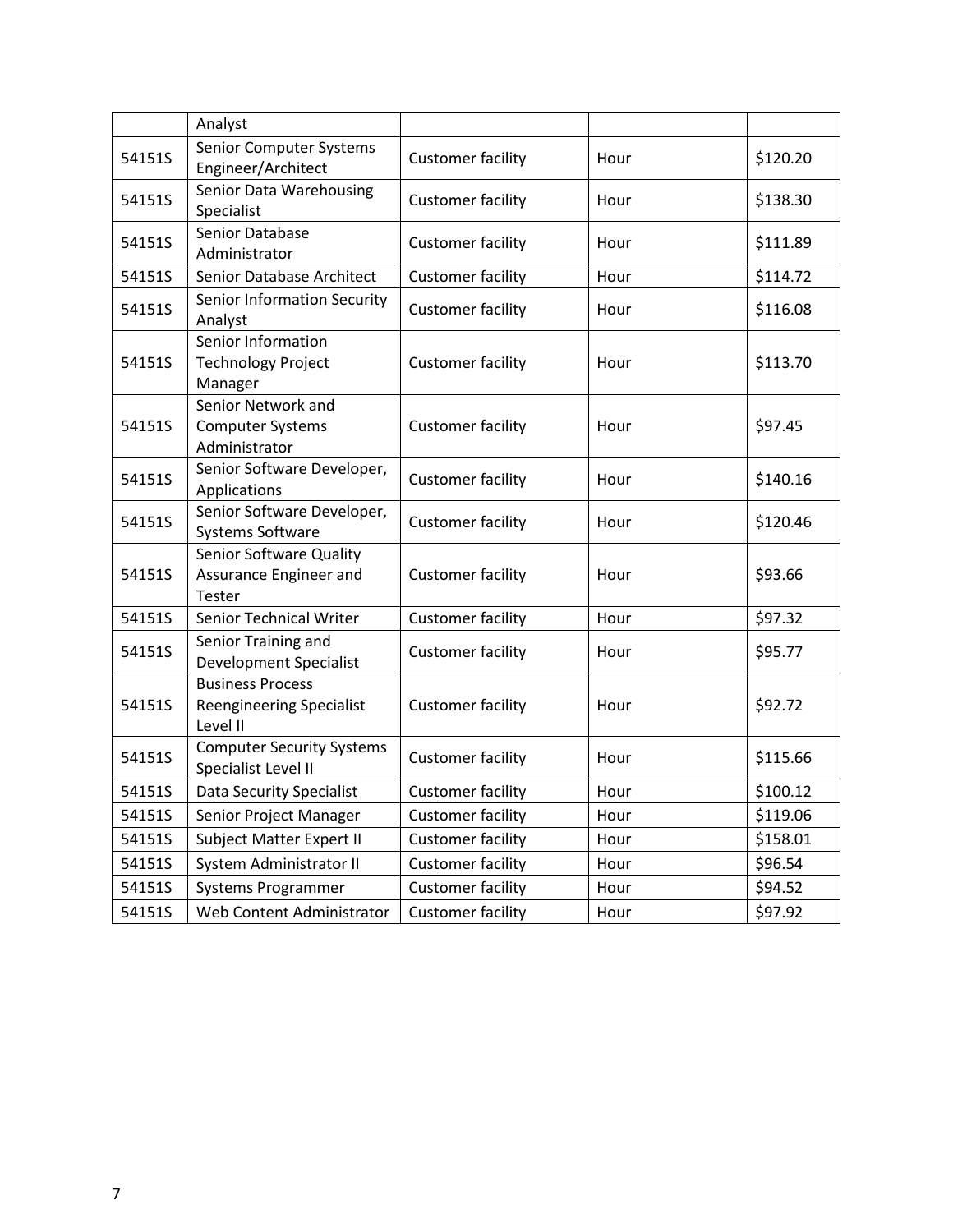| | | | | |
|---|---|---|---|---|
| | Analyst | | | |
| 54151S | Senior Computer Systems Engineer/Architect | Customer facility | Hour | $120.20 |
| 54151S | Senior Data Warehousing Specialist | Customer facility | Hour | $138.30 |
| 54151S | Senior Database Administrator | Customer facility | Hour | $111.89 |
| 54151S | Senior Database Architect | Customer facility | Hour | $114.72 |
| 54151S | Senior Information Security Analyst | Customer facility | Hour | $116.08 |
| 54151S | Senior Information Technology Project Manager | Customer facility | Hour | $113.70 |
| 54151S | Senior Network and Computer Systems Administrator | Customer facility | Hour | $97.45 |
| 54151S | Senior Software Developer, Applications | Customer facility | Hour | $140.16 |
| 54151S | Senior Software Developer, Systems Software | Customer facility | Hour | $120.46 |
| 54151S | Senior Software Quality Assurance Engineer and Tester | Customer facility | Hour | $93.66 |
| 54151S | Senior Technical Writer | Customer facility | Hour | $97.32 |
| 54151S | Senior Training and Development Specialist | Customer facility | Hour | $95.77 |
| 54151S | Business Process Reengineering Specialist Level II | Customer facility | Hour | $92.72 |
| 54151S | Computer Security Systems Specialist Level II | Customer facility | Hour | $115.66 |
| 54151S | Data Security Specialist | Customer facility | Hour | $100.12 |
| 54151S | Senior Project Manager | Customer facility | Hour | $119.06 |
| 54151S | Subject Matter Expert II | Customer facility | Hour | $158.01 |
| 54151S | System Administrator II | Customer facility | Hour | $96.54 |
| 54151S | Systems Programmer | Customer facility | Hour | $94.52 |
| 54151S | Web Content Administrator | Customer facility | Hour | $97.92 |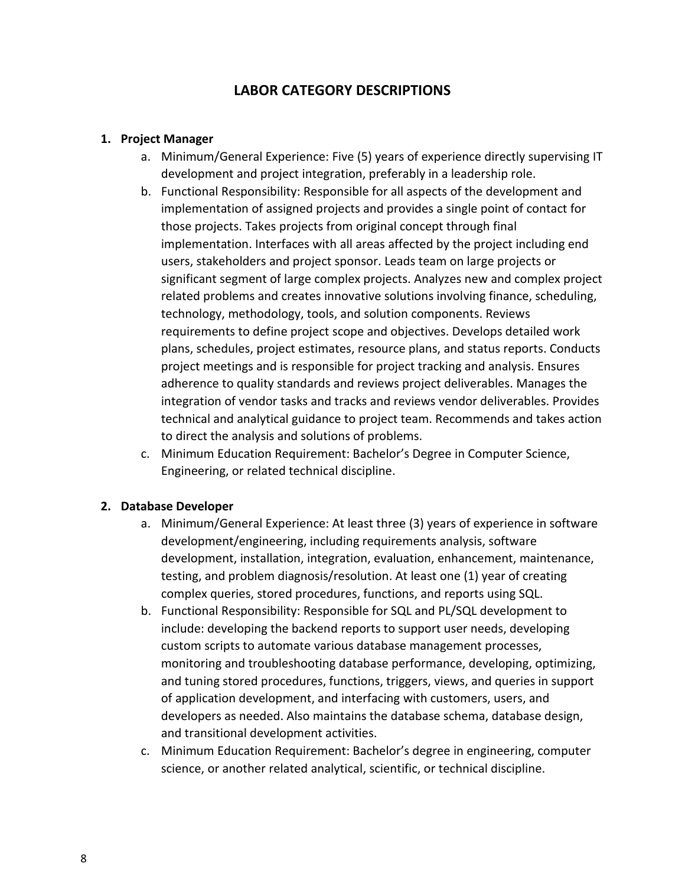# LABOR CATEGORY DESCRIPTIONS

1. **Project Manager**
    a. Minimum/General Experience: Five (5) years of experience directly supervising IT development and project integration, preferably in a leadership role.
    b. Functional Responsibility: Responsible for all aspects of the development and implementation of assigned projects and provides a single point of contact for those projects. Takes projects from original concept through final implementation. Interfaces with all areas affected by the project including end users, stakeholders and project sponsor. Leads team on large projects or significant segment of large complex projects. Analyzes new and complex project related problems and creates innovative solutions involving finance, scheduling, technology, methodology, tools, and solution components. Reviews requirements to define project scope and objectives. Develops detailed work plans, schedules, project estimates, resource plans, and status reports. Conducts project meetings and is responsible for project tracking and analysis. Ensures adherence to quality standards and reviews project deliverables. Manages the integration of vendor tasks and tracks and reviews vendor deliverables. Provides technical and analytical guidance to project team. Recommends and takes action to direct the analysis and solutions of problems.
    c. Minimum Education Requirement: Bachelor's Degree in Computer Science, Engineering, or related technical discipline.

2. **Database Developer**
    a. Minimum/General Experience: At least three (3) years of experience in software development/engineering, including requirements analysis, software development, installation, integration, evaluation, enhancement, maintenance, testing, and problem diagnosis/resolution. At least one (1) year of creating complex queries, stored procedures, functions, and reports using SQL.
    b. Functional Responsibility: Responsible for SQL and PL/SQL development to include: developing the backend reports to support user needs, developing custom scripts to automate various database management processes, monitoring and troubleshooting database performance, developing, optimizing, and tuning stored procedures, functions, triggers, views, and queries in support of application development, and interfacing with customers, users, and developers as needed. Also maintains the database schema, database design, and transitional development activities.
    c. Minimum Education Requirement: Bachelor's degree in engineering, computer science, or another related analytical, scientific, or technical discipline.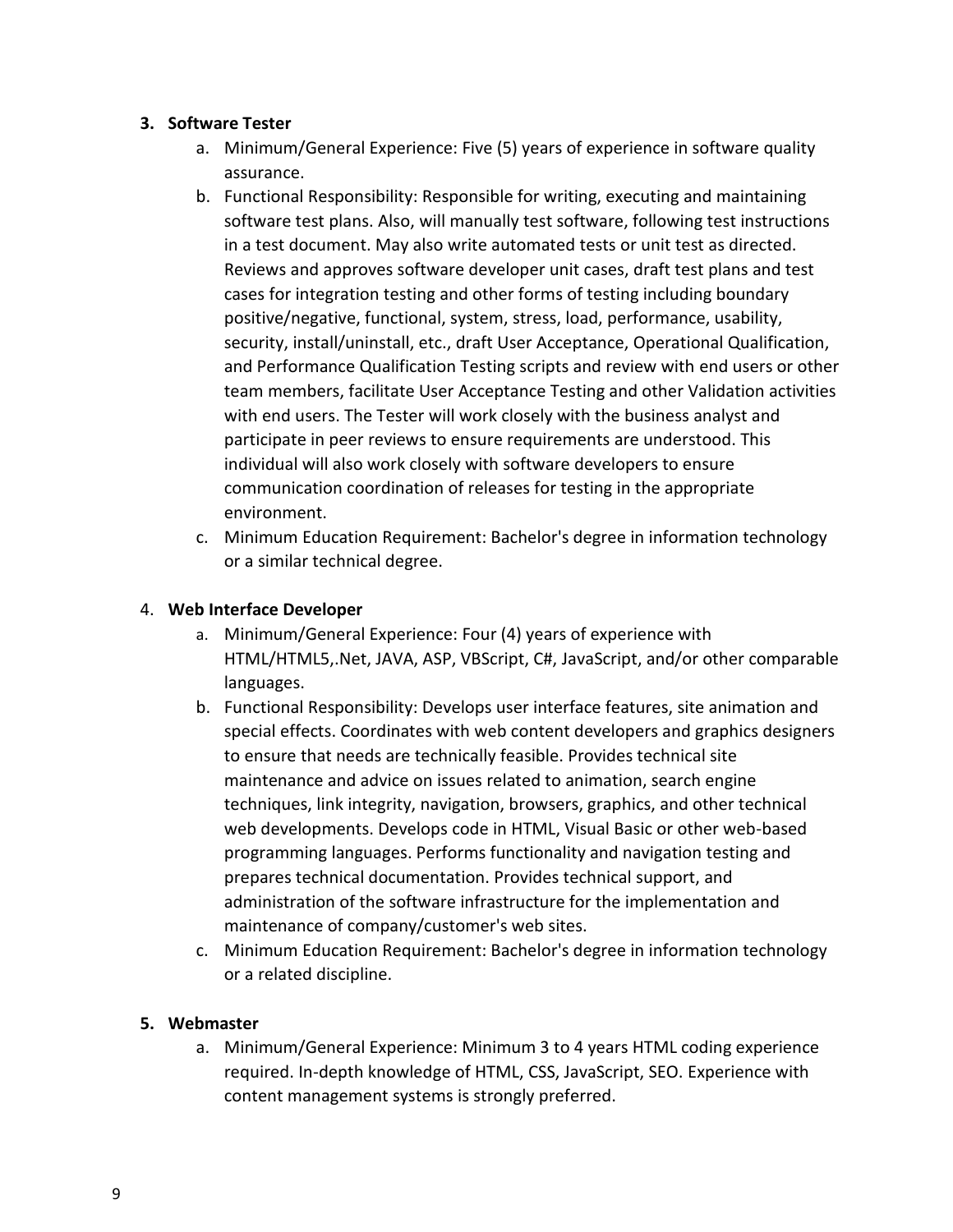3. **Software Tester**
    a. Minimum/General Experience: Five (5) years of experience in software quality assurance.
    b. Functional Responsibility: Responsible for writing, executing and maintaining software test plans. Also, will manually test software, following test instructions in a test document. May also write automated tests or unit test as directed. Reviews and approves software developer unit cases, draft test plans and test cases for integration testing and other forms of testing including boundary positive/negative, functional, system, stress, load, performance, usability, security, install/uninstall, etc., draft User Acceptance, Operational Qualification, and Performance Qualification Testing scripts and review with end users or other team members, facilitate User Acceptance Testing and other Validation activities with end users. The Tester will work closely with the business analyst and participate in peer reviews to ensure requirements are understood. This individual will also work closely with software developers to ensure communication coordination of releases for testing in the appropriate environment.
    c. Minimum Education Requirement: Bachelor's degree in information technology or a similar technical degree.

4. **Web Interface Developer**
    a. Minimum/General Experience: Four (4) years of experience with HTML/HTML5,.Net, JAVA, ASP, VBScript, C#, JavaScript, and/or other comparable languages.
    b. Functional Responsibility: Develops user interface features, site animation and special effects. Coordinates with web content developers and graphics designers to ensure that needs are technically feasible. Provides technical site maintenance and advice on issues related to animation, search engine techniques, link integrity, navigation, browsers, graphics, and other technical web developments. Develops code in HTML, Visual Basic or other web-based programming languages. Performs functionality and navigation testing and prepares technical documentation. Provides technical support, and administration of the software infrastructure for the implementation and maintenance of company/customer's web sites.
    c. Minimum Education Requirement: Bachelor's degree in information technology or a related discipline.

5. **Webmaster**
    a. Minimum/General Experience: Minimum 3 to 4 years HTML coding experience required. In-depth knowledge of HTML, CSS, JavaScript, SEO. Experience with content management systems is strongly preferred.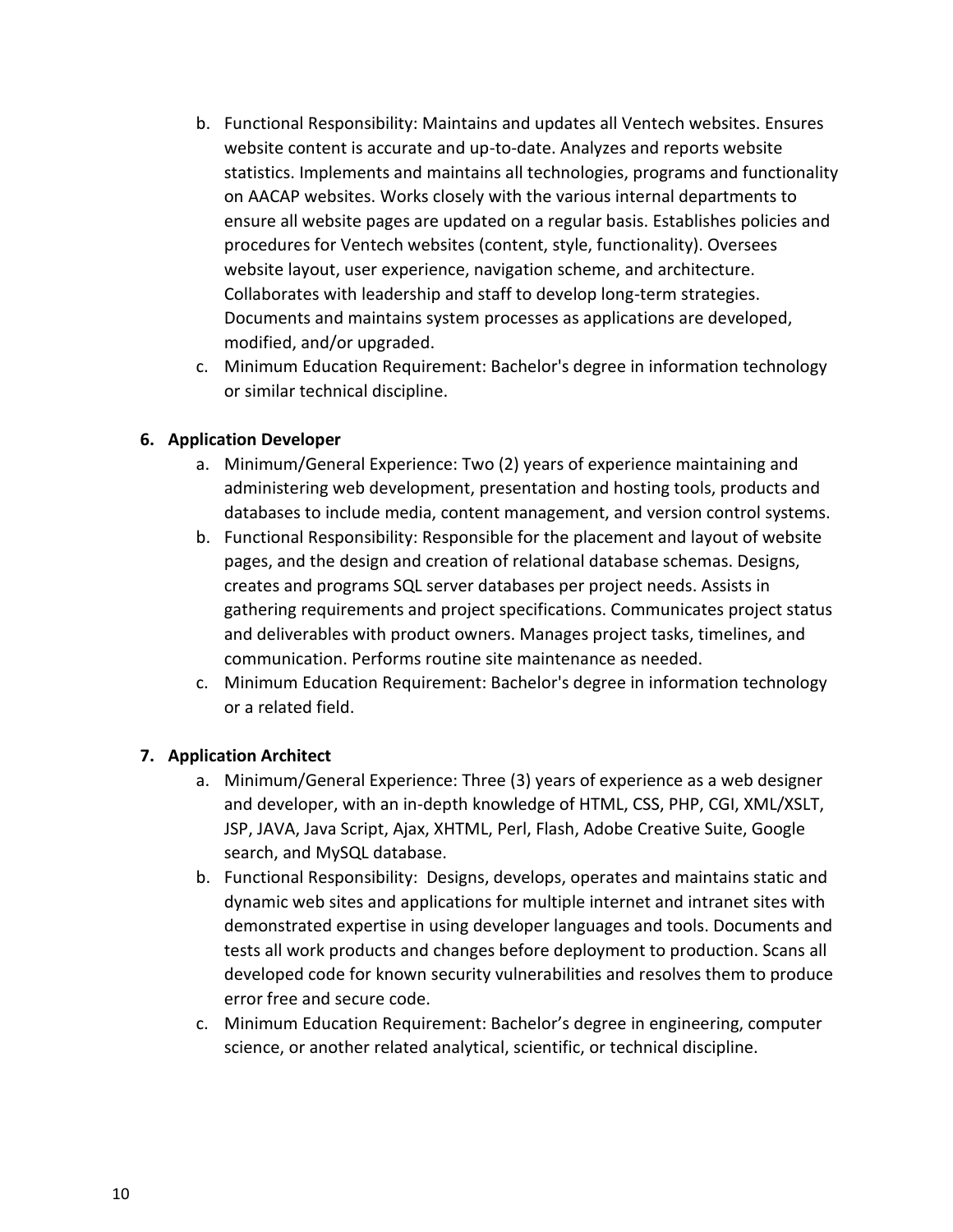b. Functional Responsibility: Maintains and updates all Ventech websites. Ensures website content is accurate and up-to-date. Analyzes and reports website statistics. Implements and maintains all technologies, programs and functionality on AACAP websites. Works closely with the various internal departments to ensure all website pages are updated on a regular basis. Establishes policies and procedures for Ventech websites (content, style, functionality). Oversees website layout, user experience, navigation scheme, and architecture. Collaborates with leadership and staff to develop long-term strategies. Documents and maintains system processes as applications are developed, modified, and/or upgraded.
c. Minimum Education Requirement: Bachelor's degree in information technology or similar technical discipline.

**6. Application Developer**

a. Minimum/General Experience: Two (2) years of experience maintaining and administering web development, presentation and hosting tools, products and databases to include media, content management, and version control systems.
b. Functional Responsibility: Responsible for the placement and layout of website pages, and the design and creation of relational database schemas. Designs, creates and programs SQL server databases per project needs. Assists in gathering requirements and project specifications. Communicates project status and deliverables with product owners. Manages project tasks, timelines, and communication. Performs routine site maintenance as needed.
c. Minimum Education Requirement: Bachelor's degree in information technology or a related field.

**7. Application Architect**

a. Minimum/General Experience: Three (3) years of experience as a web designer and developer, with an in-depth knowledge of HTML, CSS, PHP, CGI, XML/XSLT, JSP, JAVA, Java Script, Ajax, XHTML, Perl, Flash, Adobe Creative Suite, Google search, and MySQL database.
b. Functional Responsibility: Designs, develops, operates and maintains static and dynamic web sites and applications for multiple internet and intranet sites with demonstrated expertise in using developer languages and tools. Documents and tests all work products and changes before deployment to production. Scans all developed code for known security vulnerabilities and resolves them to produce error free and secure code.
c. Minimum Education Requirement: Bachelor's degree in engineering, computer science, or another related analytical, scientific, or technical discipline.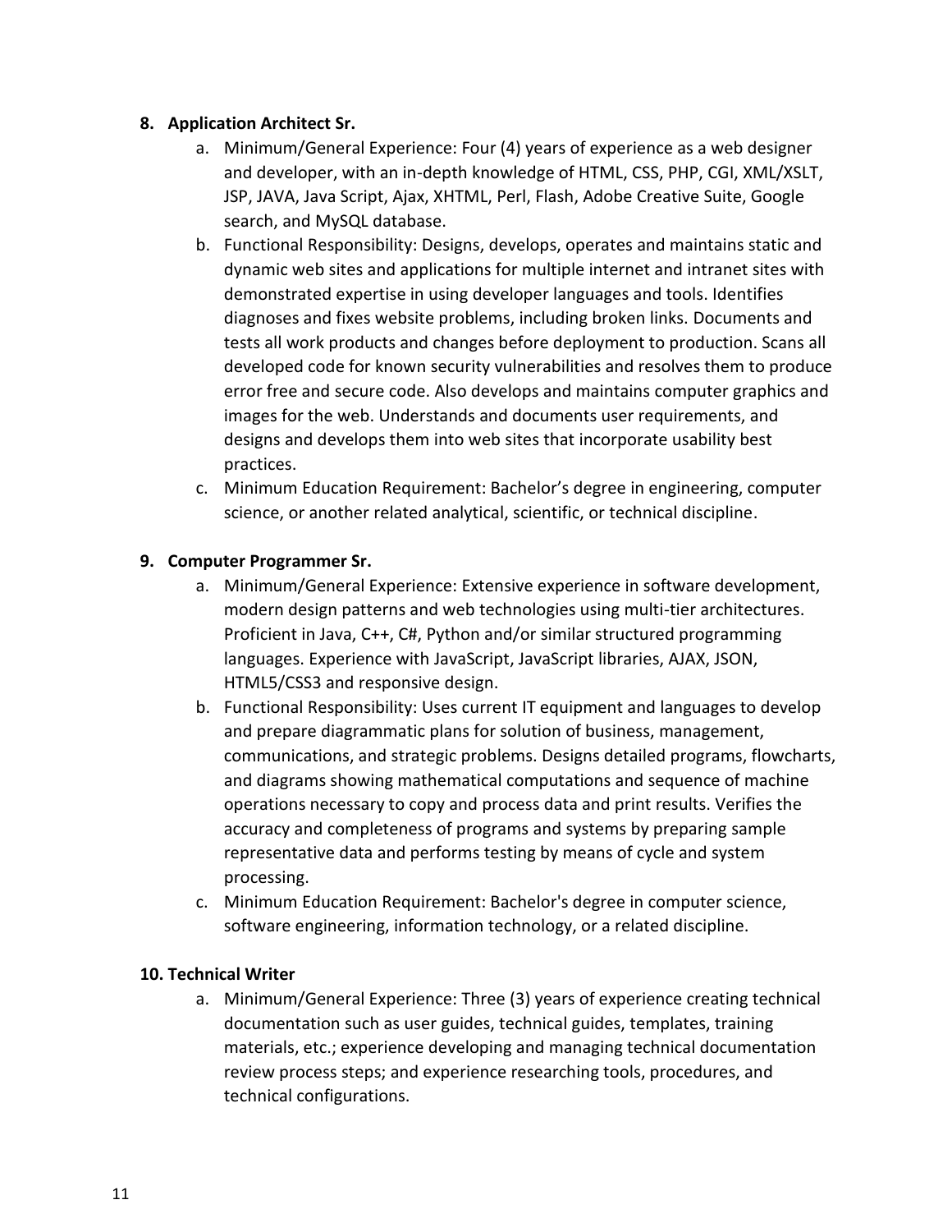**8. Application Architect Sr.**

a. Minimum/General Experience: Four (4) years of experience as a web designer and developer, with an in-depth knowledge of HTML, CSS, PHP, CGI, XML/XSLT, JSP, JAVA, Java Script, Ajax, XHTML, Perl, Flash, Adobe Creative Suite, Google search, and MySQL database.

b. Functional Responsibility: Designs, develops, operates and maintains static and dynamic web sites and applications for multiple internet and intranet sites with demonstrated expertise in using developer languages and tools. Identifies diagnoses and fixes website problems, including broken links. Documents and tests all work products and changes before deployment to production. Scans all developed code for known security vulnerabilities and resolves them to produce error free and secure code. Also develops and maintains computer graphics and images for the web. Understands and documents user requirements, and designs and develops them into web sites that incorporate usability best practices.

c. Minimum Education Requirement: Bachelor's degree in engineering, computer science, or another related analytical, scientific, or technical discipline.

**9. Computer Programmer Sr.**

a. Minimum/General Experience: Extensive experience in software development, modern design patterns and web technologies using multi-tier architectures. Proficient in Java, C++, C#, Python and/or similar structured programming languages. Experience with JavaScript, JavaScript libraries, AJAX, JSON, HTML5/CSS3 and responsive design.

b. Functional Responsibility: Uses current IT equipment and languages to develop and prepare diagrammatic plans for solution of business, management, communications, and strategic problems. Designs detailed programs, flowcharts, and diagrams showing mathematical computations and sequence of machine operations necessary to copy and process data and print results. Verifies the accuracy and completeness of programs and systems by preparing sample representative data and performs testing by means of cycle and system processing.

c. Minimum Education Requirement: Bachelor's degree in computer science, software engineering, information technology, or a related discipline.

**10. Technical Writer**

a. Minimum/General Experience: Three (3) years of experience creating technical documentation such as user guides, technical guides, templates, training materials, etc.; experience developing and managing technical documentation review process steps; and experience researching tools, procedures, and technical configurations.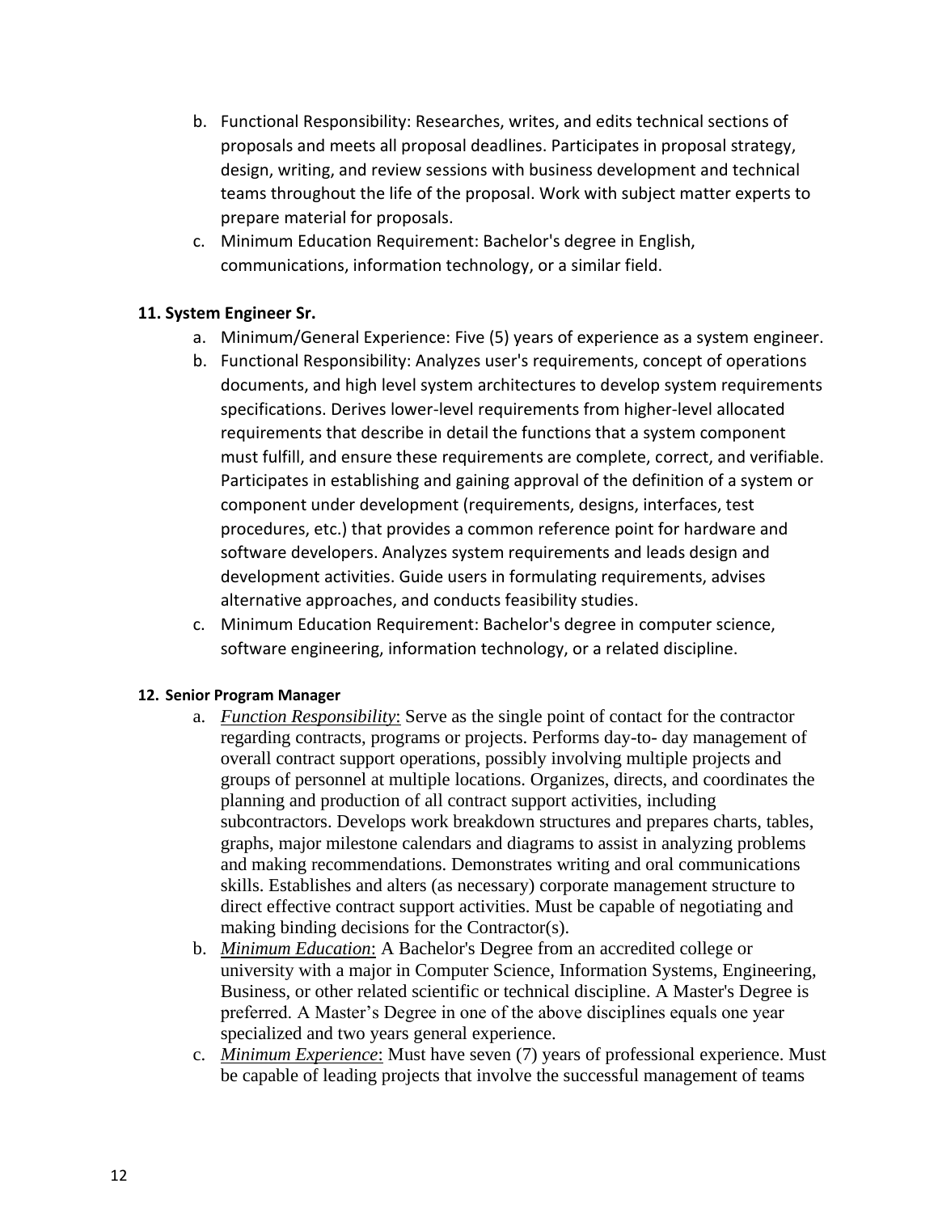b. Functional Responsibility: Researches, writes, and edits technical sections of proposals and meets all proposal deadlines. Participates in proposal strategy, design, writing, and review sessions with business development and technical teams throughout the life of the proposal. Work with subject matter experts to prepare material for proposals.

c. Minimum Education Requirement: Bachelor's degree in English, communications, information technology, or a similar field.

### 11. System Engineer Sr.

a. Minimum/General Experience: Five (5) years of experience as a system engineer.

b. Functional Responsibility: Analyzes user's requirements, concept of operations documents, and high level system architectures to develop system requirements specifications. Derives lower-level requirements from higher-level allocated requirements that describe in detail the functions that a system component must fulfill, and ensure these requirements are complete, correct, and verifiable. Participates in establishing and gaining approval of the definition of a system or component under development (requirements, designs, interfaces, test procedures, etc.) that provides a common reference point for hardware and software developers. Analyzes system requirements and leads design and development activities. Guide users in formulating requirements, advises alternative approaches, and conducts feasibility studies.

c. Minimum Education Requirement: Bachelor's degree in computer science, software engineering, information technology, or a related discipline.

### 12. Senior Program Manager

a. *Function Responsibility*: Serve as the single point of contact for the contractor regarding contracts, programs or projects. Performs day-to- day management of overall contract support operations, possibly involving multiple projects and groups of personnel at multiple locations. Organizes, directs, and coordinates the planning and production of all contract support activities, including subcontractors. Develops work breakdown structures and prepares charts, tables, graphs, major milestone calendars and diagrams to assist in analyzing problems and making recommendations. Demonstrates writing and oral communications skills. Establishes and alters (as necessary) corporate management structure to direct effective contract support activities. Must be capable of negotiating and making binding decisions for the Contractor(s).

b. *Minimum Education*: A Bachelor's Degree from an accredited college or university with a major in Computer Science, Information Systems, Engineering, Business, or other related scientific or technical discipline. A Master's Degree is preferred. A Master's Degree in one of the above disciplines equals one year specialized and two years general experience.

c. *Minimum Experience*: Must have seven (7) years of professional experience. Must be capable of leading projects that involve the successful management of teams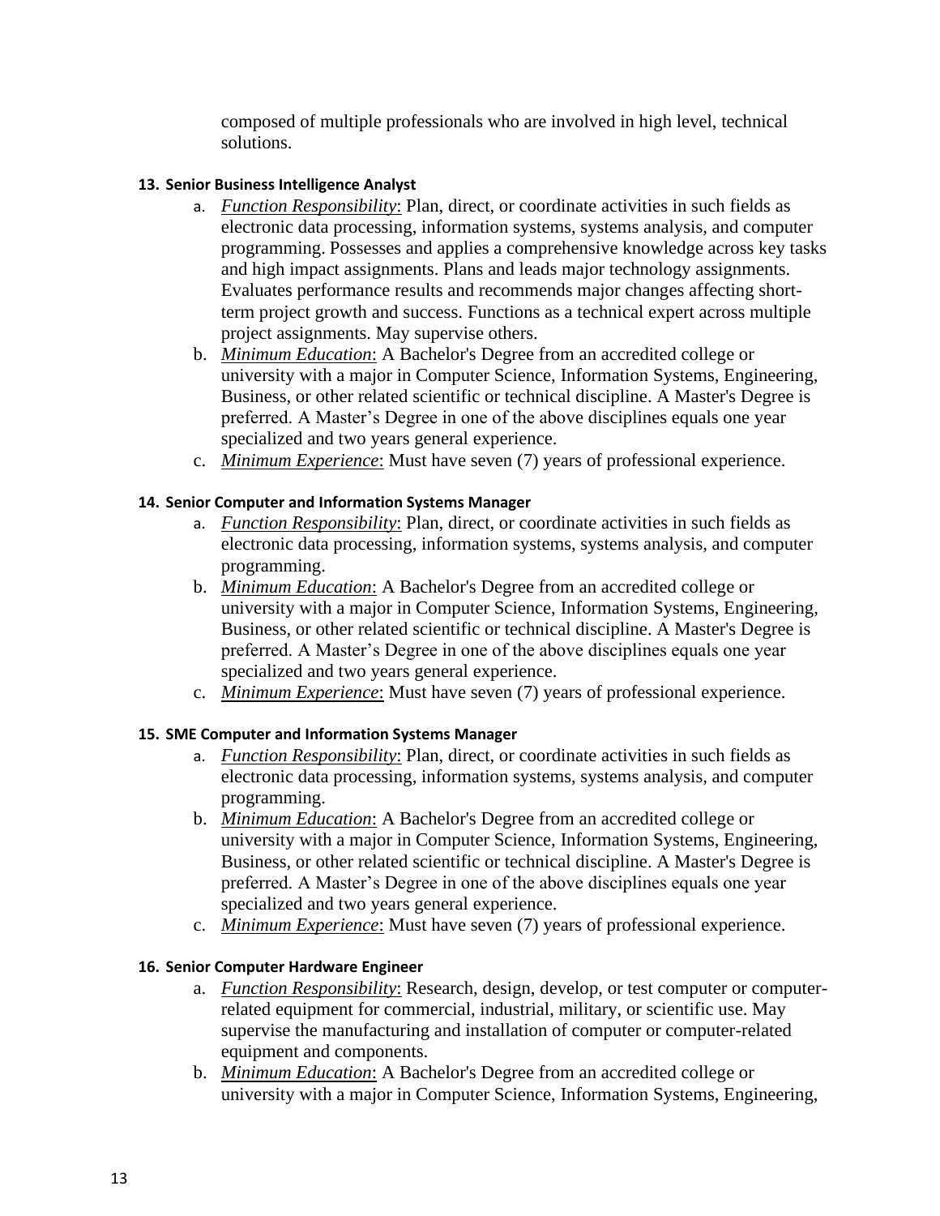composed of multiple professionals who are involved in high level, technical solutions.

**13. Senior Business Intelligence Analyst**

a. *Function Responsibility*: Plan, direct, or coordinate activities in such fields as electronic data processing, information systems, systems analysis, and computer programming. Possesses and applies a comprehensive knowledge across key tasks and high impact assignments. Plans and leads major technology assignments. Evaluates performance results and recommends major changes affecting short-term project growth and success. Functions as a technical expert across multiple project assignments. May supervise others.

b. *Minimum Education*: A Bachelor's Degree from an accredited college or university with a major in Computer Science, Information Systems, Engineering, Business, or other related scientific or technical discipline. A Master's Degree is preferred. A Master's Degree in one of the above disciplines equals one year specialized and two years general experience.

c. *Minimum Experience*: Must have seven (7) years of professional experience.

**14. Senior Computer and Information Systems Manager**

a. *Function Responsibility*: Plan, direct, or coordinate activities in such fields as electronic data processing, information systems, systems analysis, and computer programming.

b. *Minimum Education*: A Bachelor's Degree from an accredited college or university with a major in Computer Science, Information Systems, Engineering, Business, or other related scientific or technical discipline. A Master's Degree is preferred. A Master's Degree in one of the above disciplines equals one year specialized and two years general experience.

c. *Minimum Experience*: Must have seven (7) years of professional experience.

**15. SME Computer and Information Systems Manager**

a. *Function Responsibility*: Plan, direct, or coordinate activities in such fields as electronic data processing, information systems, systems analysis, and computer programming.

b. *Minimum Education*: A Bachelor's Degree from an accredited college or university with a major in Computer Science, Information Systems, Engineering, Business, or other related scientific or technical discipline. A Master's Degree is preferred. A Master's Degree in one of the above disciplines equals one year specialized and two years general experience.

c. *Minimum Experience*: Must have seven (7) years of professional experience.

**16. Senior Computer Hardware Engineer**

a. *Function Responsibility*: Research, design, develop, or test computer or computer-related equipment for commercial, industrial, military, or scientific use. May supervise the manufacturing and installation of computer or computer-related equipment and components.

b. *Minimum Education*: A Bachelor's Degree from an accredited college or university with a major in Computer Science, Information Systems, Engineering,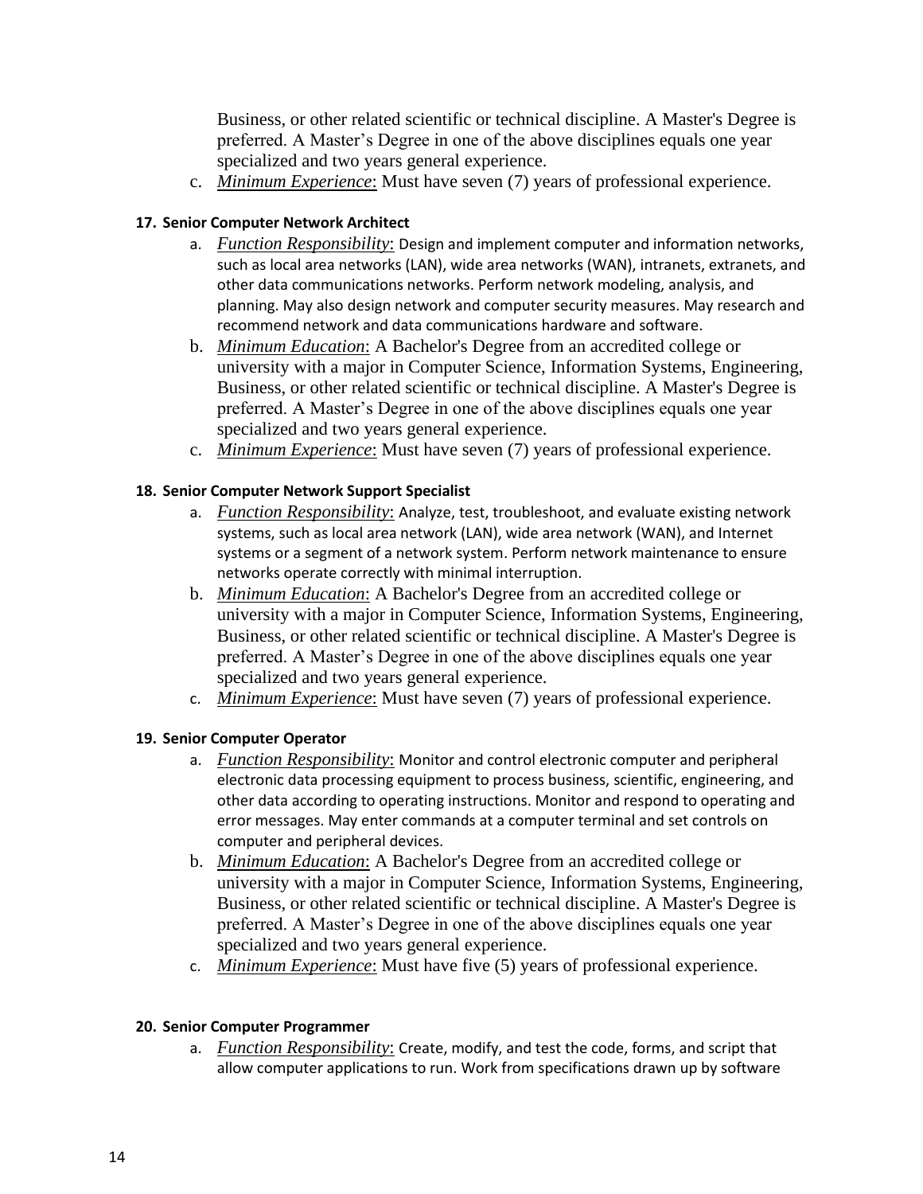Business, or other related scientific or technical discipline. A Master's Degree is preferred. A Master's Degree in one of the above disciplines equals one year specialized and two years general experience.

c. *Minimum Experience*: Must have seven (7) years of professional experience.

**17. Senior Computer Network Architect**

a. *Function Responsibility*: Design and implement computer and information networks, such as local area networks (LAN), wide area networks (WAN), intranets, extranets, and other data communications networks. Perform network modeling, analysis, and planning. May also design network and computer security measures. May research and recommend network and data communications hardware and software.

b. *Minimum Education*: A Bachelor's Degree from an accredited college or university with a major in Computer Science, Information Systems, Engineering, Business, or other related scientific or technical discipline. A Master's Degree is preferred. A Master's Degree in one of the above disciplines equals one year specialized and two years general experience.

c. *Minimum Experience*: Must have seven (7) years of professional experience.

**18. Senior Computer Network Support Specialist**

a. *Function Responsibility*: Analyze, test, troubleshoot, and evaluate existing network systems, such as local area network (LAN), wide area network (WAN), and Internet systems or a segment of a network system. Perform network maintenance to ensure networks operate correctly with minimal interruption.

b. *Minimum Education*: A Bachelor's Degree from an accredited college or university with a major in Computer Science, Information Systems, Engineering, Business, or other related scientific or technical discipline. A Master's Degree is preferred. A Master's Degree in one of the above disciplines equals one year specialized and two years general experience.

c. *Minimum Experience*: Must have seven (7) years of professional experience.

**19. Senior Computer Operator**

a. *Function Responsibility*: Monitor and control electronic computer and peripheral electronic data processing equipment to process business, scientific, engineering, and other data according to operating instructions. Monitor and respond to operating and error messages. May enter commands at a computer terminal and set controls on computer and peripheral devices.

b. *Minimum Education*: A Bachelor's Degree from an accredited college or university with a major in Computer Science, Information Systems, Engineering, Business, or other related scientific or technical discipline. A Master's Degree is preferred. A Master's Degree in one of the above disciplines equals one year specialized and two years general experience.

c. *Minimum Experience*: Must have five (5) years of professional experience.

**20. Senior Computer Programmer**

a. *Function Responsibility*: Create, modify, and test the code, forms, and script that allow computer applications to run. Work from specifications drawn up by software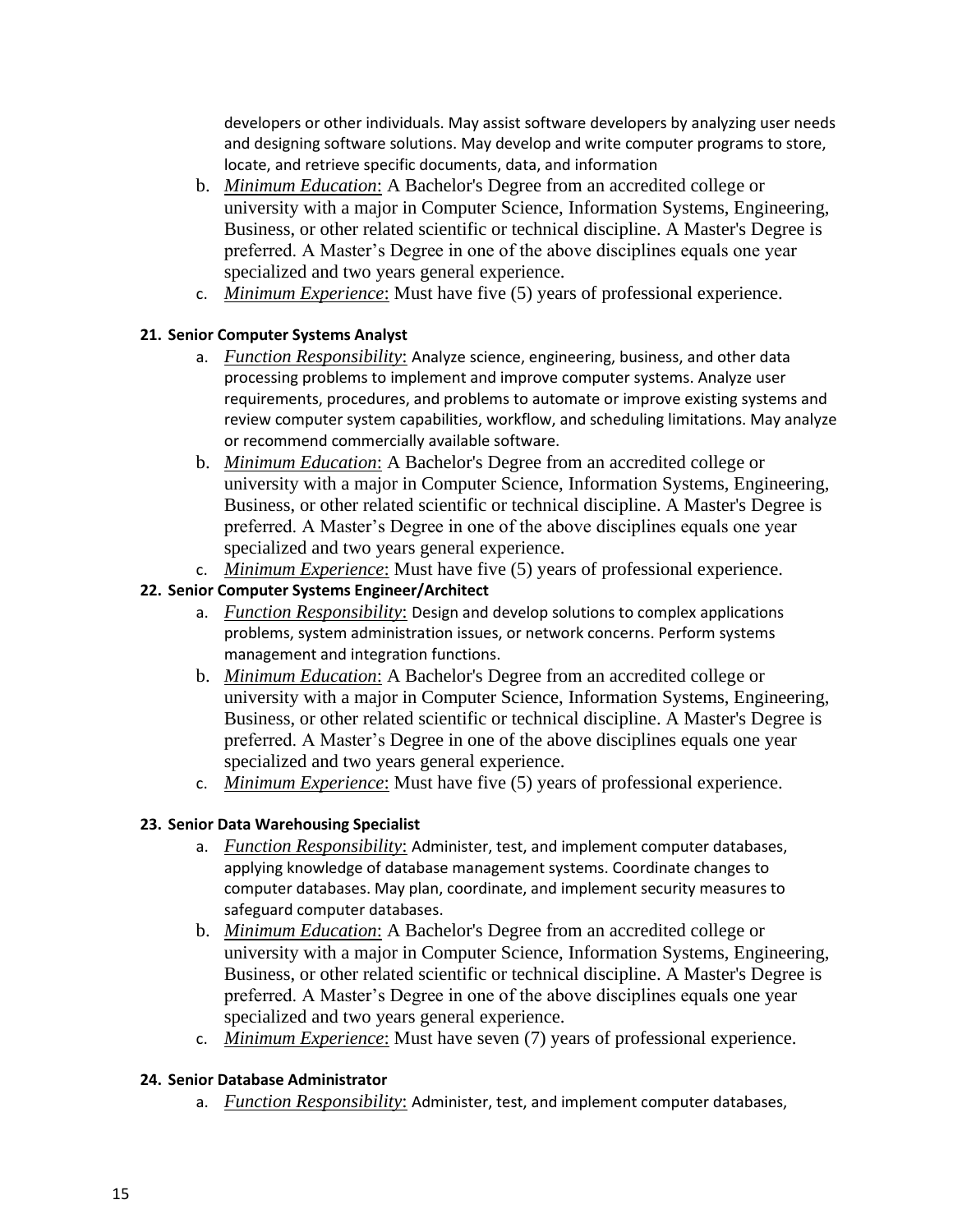developers or other individuals. May assist software developers by analyzing user needs and designing software solutions. May develop and write computer programs to store, locate, and retrieve specific documents, data, and information

b. *Minimum Education*: A Bachelor's Degree from an accredited college or university with a major in Computer Science, Information Systems, Engineering, Business, or other related scientific or technical discipline. A Master's Degree is preferred. A Master's Degree in one of the above disciplines equals one year specialized and two years general experience.

c. *Minimum Experience*: Must have five (5) years of professional experience.

**21. Senior Computer Systems Analyst**

a. *Function Responsibility*: Analyze science, engineering, business, and other data processing problems to implement and improve computer systems. Analyze user requirements, procedures, and problems to automate or improve existing systems and review computer system capabilities, workflow, and scheduling limitations. May analyze or recommend commercially available software.

b. *Minimum Education*: A Bachelor's Degree from an accredited college or university with a major in Computer Science, Information Systems, Engineering, Business, or other related scientific or technical discipline. A Master's Degree is preferred. A Master's Degree in one of the above disciplines equals one year specialized and two years general experience.

c. *Minimum Experience*: Must have five (5) years of professional experience.

**22. Senior Computer Systems Engineer/Architect**

a. *Function Responsibility*: Design and develop solutions to complex applications problems, system administration issues, or network concerns. Perform systems management and integration functions.

b. *Minimum Education*: A Bachelor's Degree from an accredited college or university with a major in Computer Science, Information Systems, Engineering, Business, or other related scientific or technical discipline. A Master's Degree is preferred. A Master's Degree in one of the above disciplines equals one year specialized and two years general experience.

c. *Minimum Experience*: Must have five (5) years of professional experience.

**23. Senior Data Warehousing Specialist**

a. *Function Responsibility*: Administer, test, and implement computer databases, applying knowledge of database management systems. Coordinate changes to computer databases. May plan, coordinate, and implement security measures to safeguard computer databases.

b. *Minimum Education*: A Bachelor's Degree from an accredited college or university with a major in Computer Science, Information Systems, Engineering, Business, or other related scientific or technical discipline. A Master's Degree is preferred. A Master's Degree in one of the above disciplines equals one year specialized and two years general experience.

c. *Minimum Experience*: Must have seven (7) years of professional experience.

**24. Senior Database Administrator**

a. *Function Responsibility*: Administer, test, and implement computer databases,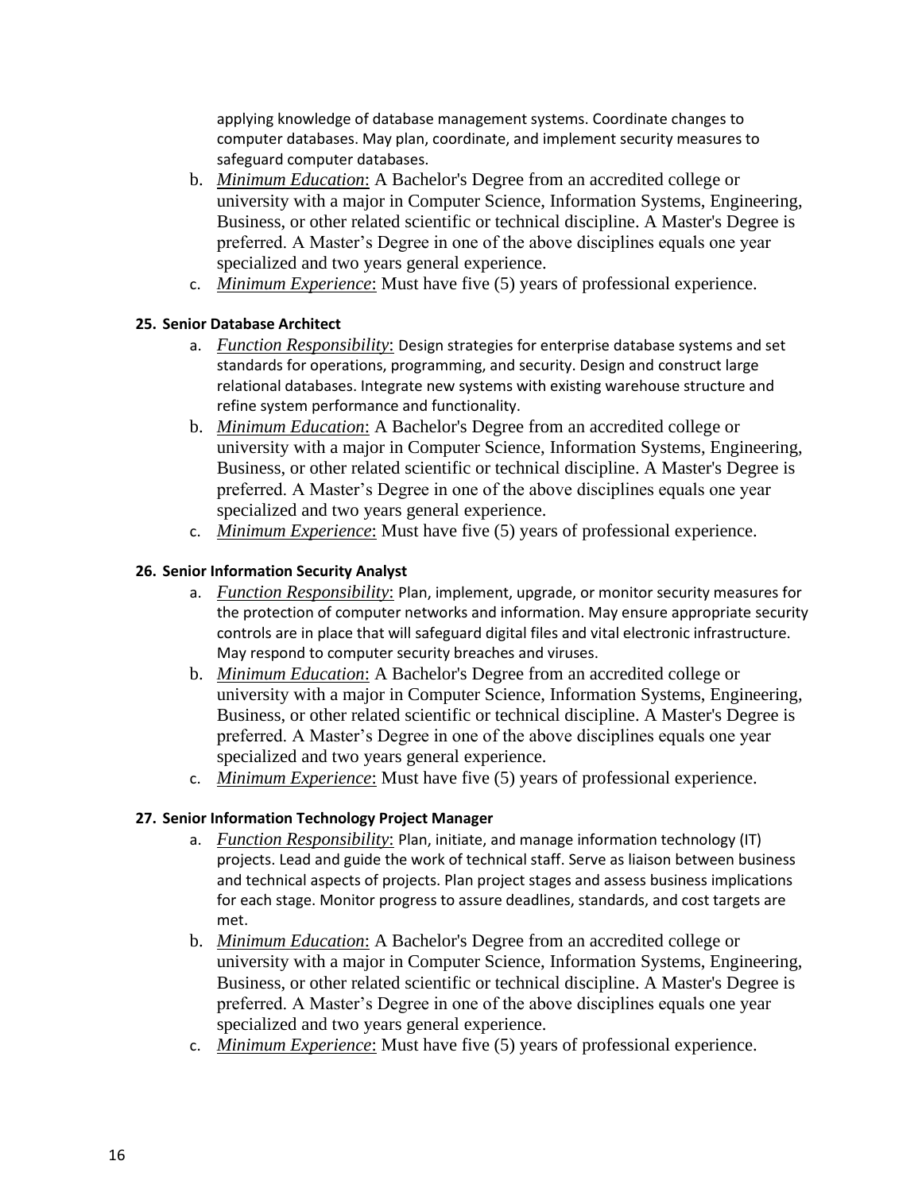applying knowledge of database management systems. Coordinate changes to computer databases. May plan, coordinate, and implement security measures to safeguard computer databases.

b. *Minimum Education*: A Bachelor's Degree from an accredited college or university with a major in Computer Science, Information Systems, Engineering, Business, or other related scientific or technical discipline. A Master's Degree is preferred. A Master's Degree in one of the above disciplines equals one year specialized and two years general experience.

c. *Minimum Experience*: Must have five (5) years of professional experience.

**25. Senior Database Architect**

a. *Function Responsibility*: Design strategies for enterprise database systems and set standards for operations, programming, and security. Design and construct large relational databases. Integrate new systems with existing warehouse structure and refine system performance and functionality.

b. *Minimum Education*: A Bachelor's Degree from an accredited college or university with a major in Computer Science, Information Systems, Engineering, Business, or other related scientific or technical discipline. A Master's Degree is preferred. A Master's Degree in one of the above disciplines equals one year specialized and two years general experience.

c. *Minimum Experience*: Must have five (5) years of professional experience.

**26. Senior Information Security Analyst**

a. *Function Responsibility*: Plan, implement, upgrade, or monitor security measures for the protection of computer networks and information. May ensure appropriate security controls are in place that will safeguard digital files and vital electronic infrastructure. May respond to computer security breaches and viruses.

b. *Minimum Education*: A Bachelor's Degree from an accredited college or university with a major in Computer Science, Information Systems, Engineering, Business, or other related scientific or technical discipline. A Master's Degree is preferred. A Master's Degree in one of the above disciplines equals one year specialized and two years general experience.

c. *Minimum Experience*: Must have five (5) years of professional experience.

**27. Senior Information Technology Project Manager**

a. *Function Responsibility*: Plan, initiate, and manage information technology (IT) projects. Lead and guide the work of technical staff. Serve as liaison between business and technical aspects of projects. Plan project stages and assess business implications for each stage. Monitor progress to assure deadlines, standards, and cost targets are met.

b. *Minimum Education*: A Bachelor's Degree from an accredited college or university with a major in Computer Science, Information Systems, Engineering, Business, or other related scientific or technical discipline. A Master's Degree is preferred. A Master's Degree in one of the above disciplines equals one year specialized and two years general experience.

c. *Minimum Experience*: Must have five (5) years of professional experience.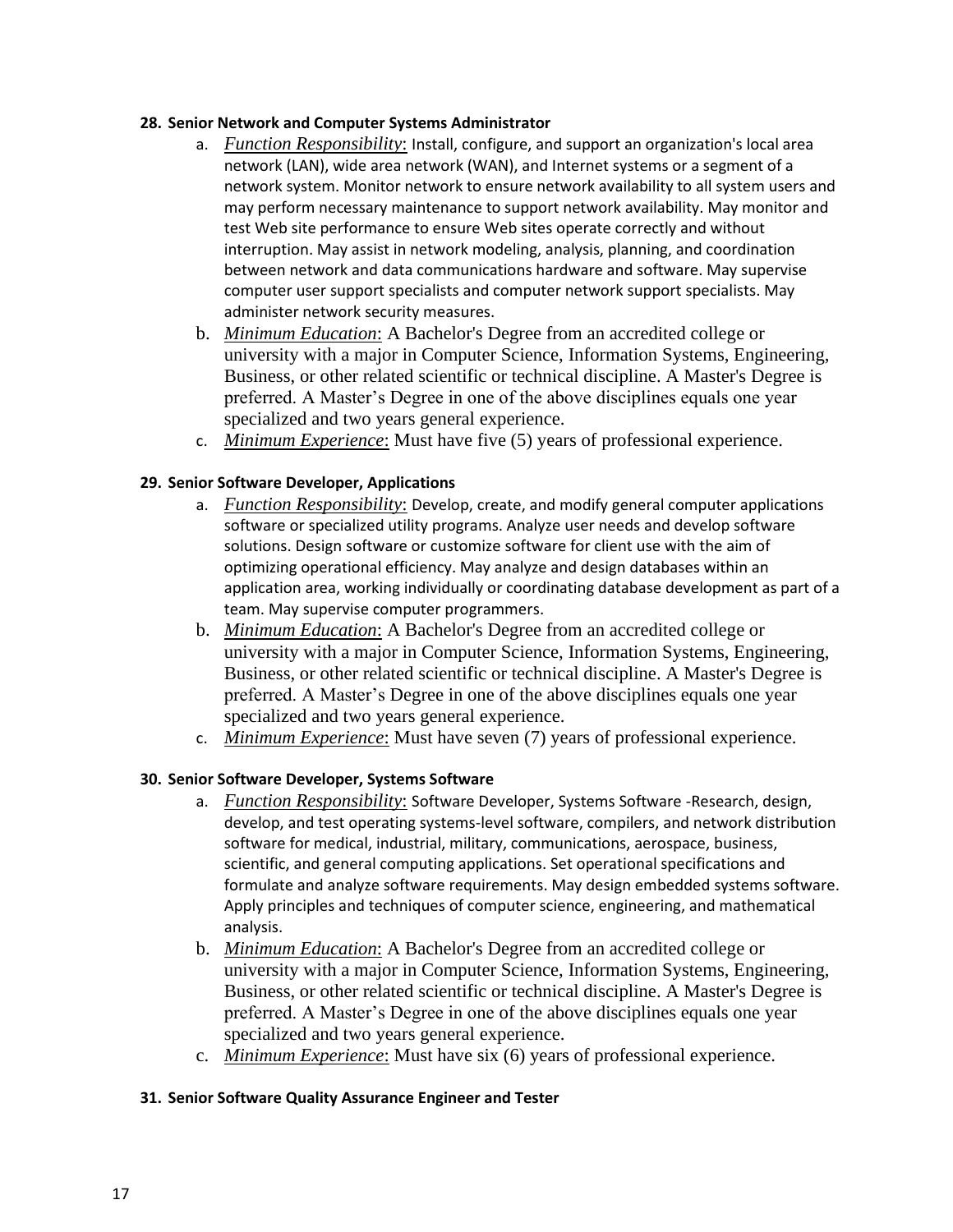**28. Senior Network and Computer Systems Administrator**

a. *Function Responsibility*: Install, configure, and support an organization's local area network (LAN), wide area network (WAN), and Internet systems or a segment of a network system. Monitor network to ensure network availability to all system users and may perform necessary maintenance to support network availability. May monitor and test Web site performance to ensure Web sites operate correctly and without interruption. May assist in network modeling, analysis, planning, and coordination between network and data communications hardware and software. May supervise computer user support specialists and computer network support specialists. May administer network security measures.

b. *Minimum Education*: A Bachelor's Degree from an accredited college or university with a major in Computer Science, Information Systems, Engineering, Business, or other related scientific or technical discipline. A Master's Degree is preferred. A Master's Degree in one of the above disciplines equals one year specialized and two years general experience.

c. *Minimum Experience*: Must have five (5) years of professional experience.

**29. Senior Software Developer, Applications**

a. *Function Responsibility*: Develop, create, and modify general computer applications software or specialized utility programs. Analyze user needs and develop software solutions. Design software or customize software for client use with the aim of optimizing operational efficiency. May analyze and design databases within an application area, working individually or coordinating database development as part of a team. May supervise computer programmers.

b. *Minimum Education*: A Bachelor's Degree from an accredited college or university with a major in Computer Science, Information Systems, Engineering, Business, or other related scientific or technical discipline. A Master's Degree is preferred. A Master's Degree in one of the above disciplines equals one year specialized and two years general experience.

c. *Minimum Experience*: Must have seven (7) years of professional experience.

**30. Senior Software Developer, Systems Software**

a. *Function Responsibility*: Software Developer, Systems Software -Research, design, develop, and test operating systems-level software, compilers, and network distribution software for medical, industrial, military, communications, aerospace, business, scientific, and general computing applications. Set operational specifications and formulate and analyze software requirements. May design embedded systems software. Apply principles and techniques of computer science, engineering, and mathematical analysis.

b. *Minimum Education*: A Bachelor's Degree from an accredited college or university with a major in Computer Science, Information Systems, Engineering, Business, or other related scientific or technical discipline. A Master's Degree is preferred. A Master's Degree in one of the above disciplines equals one year specialized and two years general experience.

c. *Minimum Experience*: Must have six (6) years of professional experience.

**31. Senior Software Quality Assurance Engineer and Tester**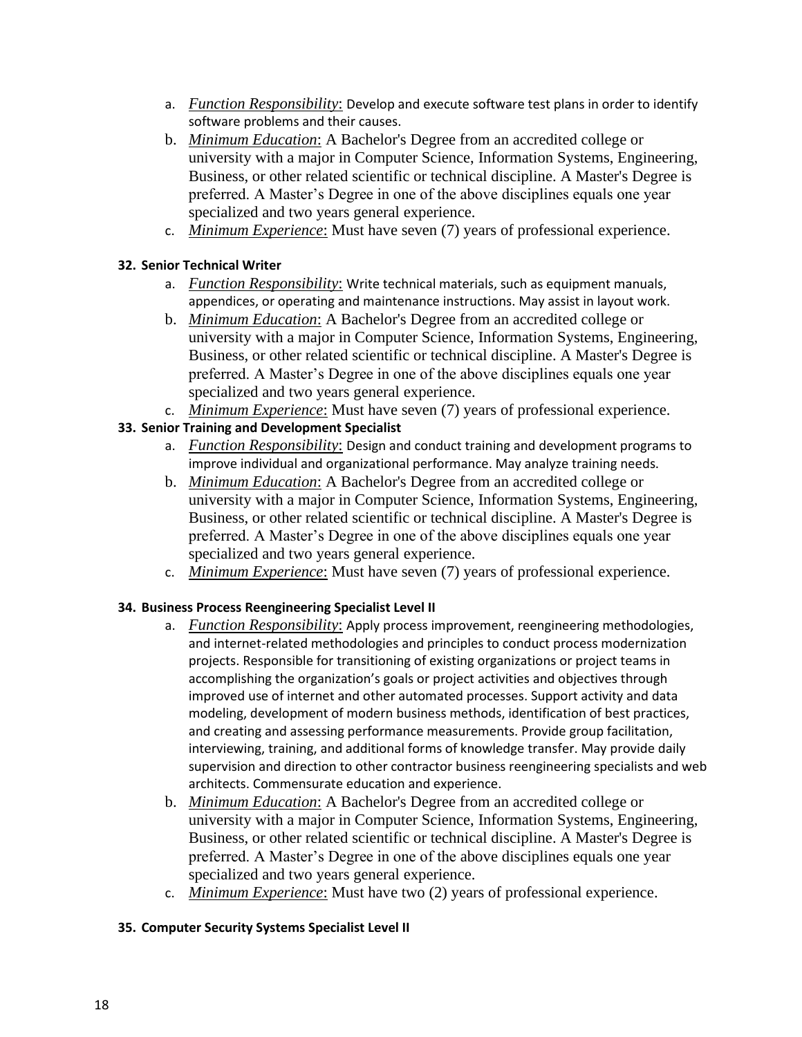a. *Function Responsibility*: Develop and execute software test plans in order to identify software problems and their causes.
b. *Minimum Education*: A Bachelor's Degree from an accredited college or university with a major in Computer Science, Information Systems, Engineering, Business, or other related scientific or technical discipline. A Master's Degree is preferred. A Master's Degree in one of the above disciplines equals one year specialized and two years general experience.
c. *Minimum Experience*: Must have seven (7) years of professional experience.

**32. Senior Technical Writer**

a. *Function Responsibility*: Write technical materials, such as equipment manuals, appendices, or operating and maintenance instructions. May assist in layout work.
b. *Minimum Education*: A Bachelor's Degree from an accredited college or university with a major in Computer Science, Information Systems, Engineering, Business, or other related scientific or technical discipline. A Master's Degree is preferred. A Master's Degree in one of the above disciplines equals one year specialized and two years general experience.
c. *Minimum Experience*: Must have seven (7) years of professional experience.

**33. Senior Training and Development Specialist**

a. *Function Responsibility*: Design and conduct training and development programs to improve individual and organizational performance. May analyze training needs.
b. *Minimum Education*: A Bachelor's Degree from an accredited college or university with a major in Computer Science, Information Systems, Engineering, Business, or other related scientific or technical discipline. A Master's Degree is preferred. A Master's Degree in one of the above disciplines equals one year specialized and two years general experience.
c. *Minimum Experience*: Must have seven (7) years of professional experience.

**34. Business Process Reengineering Specialist Level II**

a. *Function Responsibility*: Apply process improvement, reengineering methodologies, and internet-related methodologies and principles to conduct process modernization projects. Responsible for transitioning of existing organizations or project teams in accomplishing the organization's goals or project activities and objectives through improved use of internet and other automated processes. Support activity and data modeling, development of modern business methods, identification of best practices, and creating and assessing performance measurements. Provide group facilitation, interviewing, training, and additional forms of knowledge transfer. May provide daily supervision and direction to other contractor business reengineering specialists and web architects. Commensurate education and experience.
b. *Minimum Education*: A Bachelor's Degree from an accredited college or university with a major in Computer Science, Information Systems, Engineering, Business, or other related scientific or technical discipline. A Master's Degree is preferred. A Master's Degree in one of the above disciplines equals one year specialized and two years general experience.
c. *Minimum Experience*: Must have two (2) years of professional experience.

**35. Computer Security Systems Specialist Level II**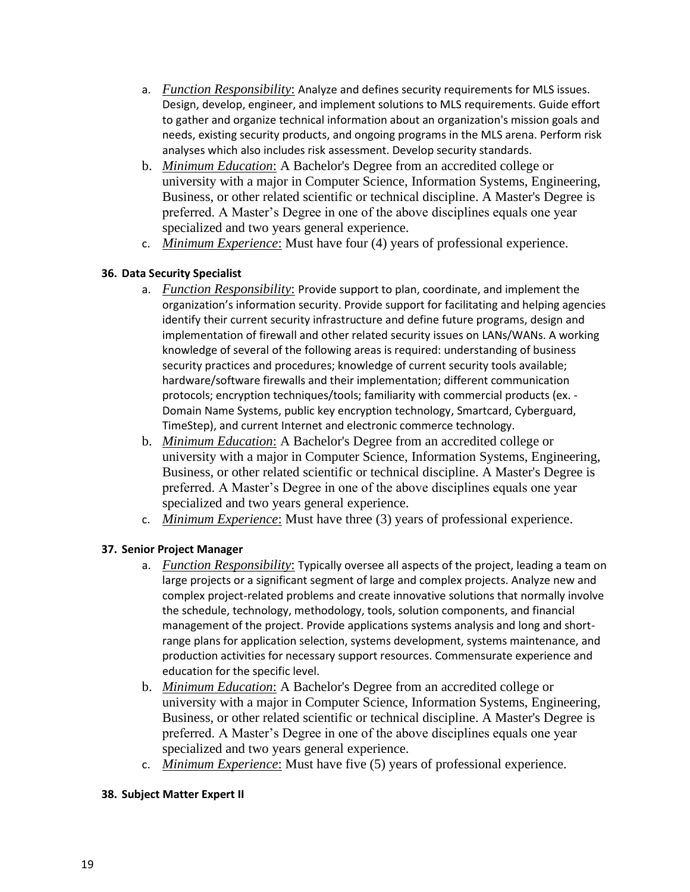a. *Function Responsibility*: Analyze and defines security requirements for MLS issues. Design, develop, engineer, and implement solutions to MLS requirements. Guide effort to gather and organize technical information about an organization's mission goals and needs, existing security products, and ongoing programs in the MLS arena. Perform risk analyses which also includes risk assessment. Develop security standards.
b. *Minimum Education*: A Bachelor's Degree from an accredited college or university with a major in Computer Science, Information Systems, Engineering, Business, or other related scientific or technical discipline. A Master's Degree is preferred. A Master's Degree in one of the above disciplines equals one year specialized and two years general experience.
c. *Minimum Experience*: Must have four (4) years of professional experience.

**36. Data Security Specialist**

a. *Function Responsibility*: Provide support to plan, coordinate, and implement the organization's information security. Provide support for facilitating and helping agencies identify their current security infrastructure and define future programs, design and implementation of firewall and other related security issues on LANs/WANs. A working knowledge of several of the following areas is required: understanding of business security practices and procedures; knowledge of current security tools available; hardware/software firewalls and their implementation; different communication protocols; encryption techniques/tools; familiarity with commercial products (ex. - Domain Name Systems, public key encryption technology, Smartcard, Cyberguard, TimeStep), and current Internet and electronic commerce technology.
b. *Minimum Education*: A Bachelor's Degree from an accredited college or university with a major in Computer Science, Information Systems, Engineering, Business, or other related scientific or technical discipline. A Master's Degree is preferred. A Master's Degree in one of the above disciplines equals one year specialized and two years general experience.
c. *Minimum Experience*: Must have three (3) years of professional experience.

**37. Senior Project Manager**

a. *Function Responsibility*: Typically oversee all aspects of the project, leading a team on large projects or a significant segment of large and complex projects. Analyze new and complex project-related problems and create innovative solutions that normally involve the schedule, technology, methodology, tools, solution components, and financial management of the project. Provide applications systems analysis and long and short-range plans for application selection, systems development, systems maintenance, and production activities for necessary support resources. Commensurate experience and education for the specific level.
b. *Minimum Education*: A Bachelor's Degree from an accredited college or university with a major in Computer Science, Information Systems, Engineering, Business, or other related scientific or technical discipline. A Master's Degree is preferred. A Master's Degree in one of the above disciplines equals one year specialized and two years general experience.
c. *Minimum Experience*: Must have five (5) years of professional experience.

**38. Subject Matter Expert II**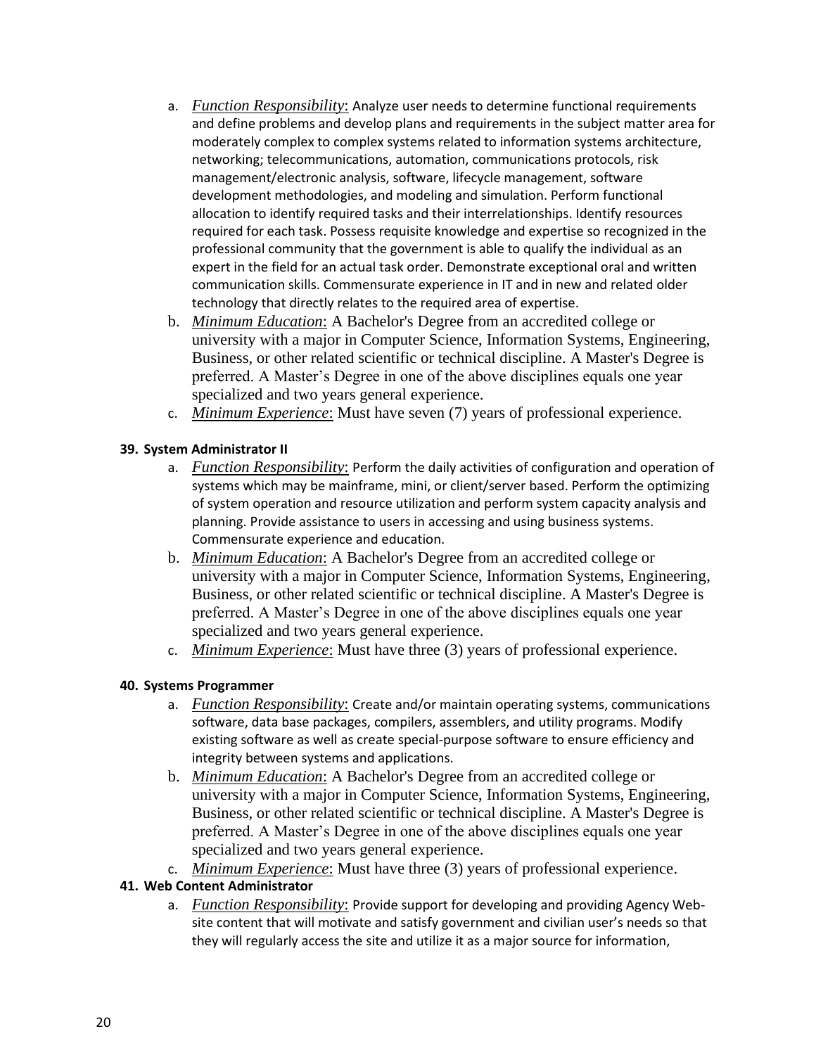a. *Function Responsibility*: Analyze user needs to determine functional requirements and define problems and develop plans and requirements in the subject matter area for moderately complex to complex systems related to information systems architecture, networking; telecommunications, automation, communications protocols, risk management/electronic analysis, software, lifecycle management, software development methodologies, and modeling and simulation. Perform functional allocation to identify required tasks and their interrelationships. Identify resources required for each task. Possess requisite knowledge and expertise so recognized in the professional community that the government is able to qualify the individual as an expert in the field for an actual task order. Demonstrate exceptional oral and written communication skills. Commensurate experience in IT and in new and related older technology that directly relates to the required area of expertise.
b. *Minimum Education*: A Bachelor's Degree from an accredited college or university with a major in Computer Science, Information Systems, Engineering, Business, or other related scientific or technical discipline. A Master's Degree is preferred. A Master's Degree in one of the above disciplines equals one year specialized and two years general experience.
c. *Minimum Experience*: Must have seven (7) years of professional experience.

**39. System Administrator II**

a. *Function Responsibility*: Perform the daily activities of configuration and operation of systems which may be mainframe, mini, or client/server based. Perform the optimizing of system operation and resource utilization and perform system capacity analysis and planning. Provide assistance to users in accessing and using business systems. Commensurate experience and education.
b. *Minimum Education*: A Bachelor's Degree from an accredited college or university with a major in Computer Science, Information Systems, Engineering, Business, or other related scientific or technical discipline. A Master's Degree is preferred. A Master's Degree in one of the above disciplines equals one year specialized and two years general experience.
c. *Minimum Experience*: Must have three (3) years of professional experience.

**40. Systems Programmer**

a. *Function Responsibility*: Create and/or maintain operating systems, communications software, data base packages, compilers, assemblers, and utility programs. Modify existing software as well as create special-purpose software to ensure efficiency and integrity between systems and applications.
b. *Minimum Education*: A Bachelor's Degree from an accredited college or university with a major in Computer Science, Information Systems, Engineering, Business, or other related scientific or technical discipline. A Master's Degree is preferred. A Master's Degree in one of the above disciplines equals one year specialized and two years general experience.
c. *Minimum Experience*: Must have three (3) years of professional experience.

**41. Web Content Administrator**

a. *Function Responsibility*: Provide support for developing and providing Agency Web-site content that will motivate and satisfy government and civilian user's needs so that they will regularly access the site and utilize it as a major source for information,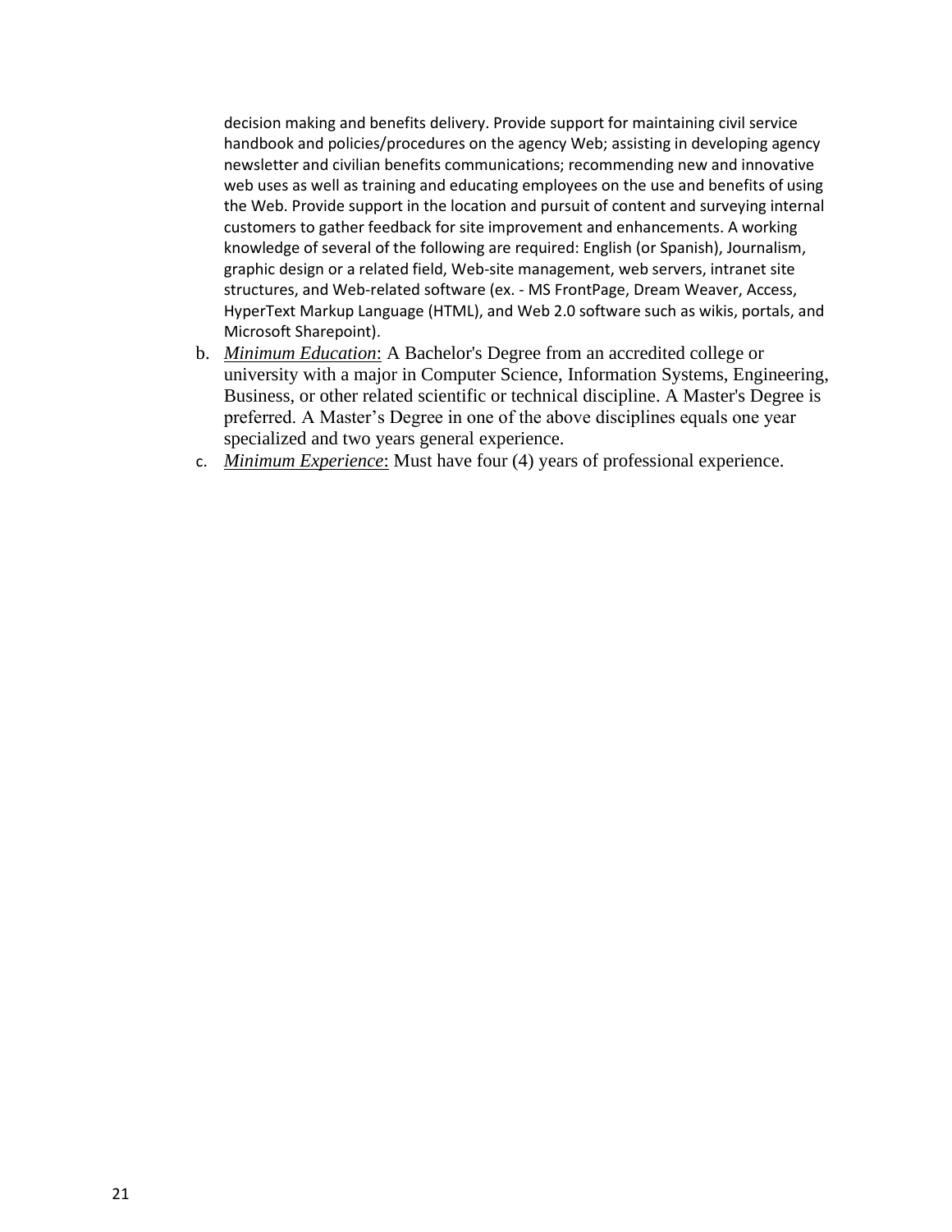decision making and benefits delivery. Provide support for maintaining civil service handbook and policies/procedures on the agency Web; assisting in developing agency newsletter and civilian benefits communications; recommending new and innovative web uses as well as training and educating employees on the use and benefits of using the Web. Provide support in the location and pursuit of content and surveying internal customers to gather feedback for site improvement and enhancements. A working knowledge of several of the following are required: English (or Spanish), Journalism, graphic design or a related field, Web-site management, web servers, intranet site structures, and Web-related software (ex. - MS FrontPage, Dream Weaver, Access, HyperText Markup Language (HTML), and Web 2.0 software such as wikis, portals, and Microsoft Sharepoint).

b. *Minimum Education*: A Bachelor's Degree from an accredited college or university with a major in Computer Science, Information Systems, Engineering, Business, or other related scientific or technical discipline. A Master's Degree is preferred. A Master's Degree in one of the above disciplines equals one year specialized and two years general experience.

c. *Minimum Experience*: Must have four (4) years of professional experience.